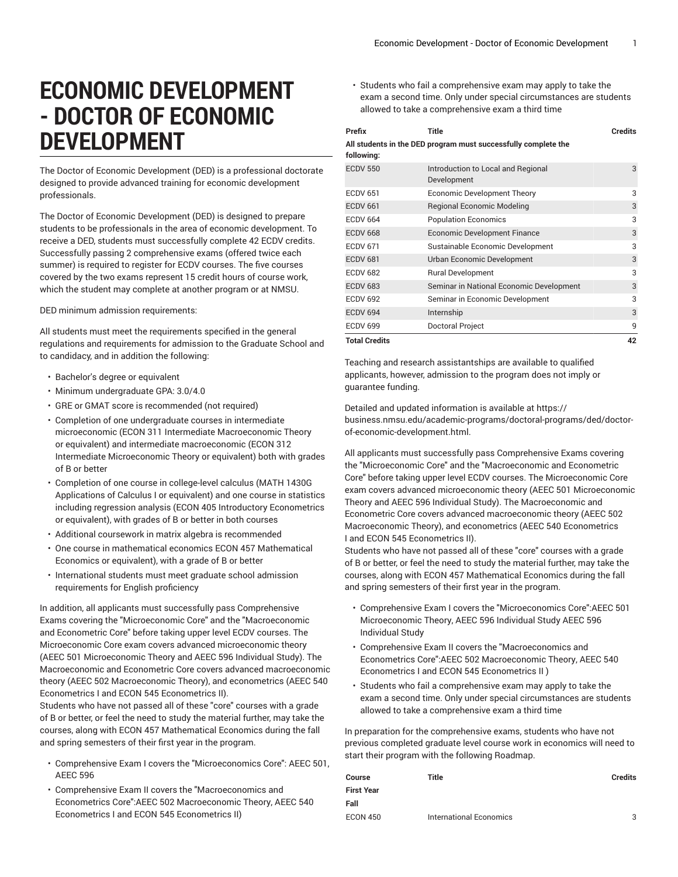# ECONOMIC DEVELOPMENT - DOCTOR OF ECONOMIC DEVELOPMENT

The Doctor of Economic Development (DED) is a professional doctorate designed to provide advanced training for economic development professionals.

The Doctor of Economic Development (DED) is designed to prepare students to be professionals in the area of economic development. To receive a DED, students must successfully complete 42 ECDV credits. Successfully passing 2 comprehensive exams (offered twice each summer) is required to register for ECDV courses. The five courses covered by the two exams represent 15 credit hours of course work, which the student may complete at another program or at NMSU.

DED minimum admission requirements:

All students must meet the requirements specified in the general regulations and requirements for admission to the Graduate School and to candidacy, and in addition the following:

- Bachelor's degree or equivalent
- Minimum undergraduate GPA: 3.0/4.0
- GRE or GMAT score is recommended (not required)
- Completion of one undergraduate courses in intermediate microeconomic (ECON 311 Intermediate Macroeconomic Theory or equivalent) and intermediate macroeconomic (ECON 312 Intermediate Microeconomic Theory or equivalent) both with grades of B or better
- Completion of one course in college-level calculus (MATH 1430G Applications of Calculus I or equivalent) and one course in statistics including regression analysis (ECON 405 Introductory Econometrics or equivalent), with grades of B or better in both courses
- Additional coursework in matrix algebra is recommended
- One course in mathematical economics ECON 457 Mathematical Economics or equivalent), with a grade of B or better
- International students must meet graduate school admission requirements for English proficiency

In addition, all applicants must successfully pass Comprehensive Exams covering the "Microeconomic Core" and the "Macroeconomic and Econometric Core" before taking upper level ECDV courses. The Microeconomic Core exam covers advanced microeconomic theory (AEEC 501 Microeconomic Theory and AEEC 596 Individual Study). The Macroeconomic and Econometric Core covers advanced macroeconomic theory (AEEC 502 Macroeconomic Theory), and econometrics (AEEC 540 Econometrics I and ECON 545 Econometrics II).
Students who have not passed all of these "core" courses with a grade of B or better, or feel the need to study the material further, may take the courses, along with ECON 457 Mathematical Economics during the fall and spring semesters of their first year in the program.

- Comprehensive Exam I covers the "Microeconomics Core": AEEC 501, AEEC 596
- Comprehensive Exam II covers the "Macroeconomics and Econometrics Core":AEEC 502 Macroeconomic Theory, AEEC 540 Econometrics I and ECON 545 Econometrics II)
- Students who fail a comprehensive exam may apply to take the exam a second time. Only under special circumstances are students allowed to take a comprehensive exam a third time

| Prefix | Title | Credits |
|---|---|---|
| **All students in the DED program must successfully complete the following:** | | |
| ECDV 550 | Introduction to Local and Regional Development | 3 |
| ECDV 651 | Economic Development Theory | 3 |
| ECDV 661 | Regional Economic Modeling | 3 |
| ECDV 664 | Population Economics | 3 |
| ECDV 668 | Economic Development Finance | 3 |
| ECDV 671 | Sustainable Economic Development | 3 |
| ECDV 681 | Urban Economic Development | 3 |
| ECDV 682 | Rural Development | 3 |
| ECDV 683 | Seminar in National Economic Development | 3 |
| ECDV 692 | Seminar in Economic Development | 3 |
| ECDV 694 | Internship | 3 |
| ECDV 699 | Doctoral Project | 9 |
| **Total Credits** | | **42** |

Teaching and research assistantships are available to qualified applicants, however, admission to the program does not imply or guarantee funding.

Detailed and updated information is available at https://business.nmsu.edu/academic-programs/doctoral-programs/ded/doctor-of-economic-development.html.

All applicants must successfully pass Comprehensive Exams covering the "Microeconomic Core" and the "Macroeconomic and Econometric Core" before taking upper level ECDV courses. The Microeconomic Core exam covers advanced microeconomic theory (AEEC 501 Microeconomic Theory and AEEC 596 Individual Study). The Macroeconomic and Econometric Core covers advanced macroeconomic theory (AEEC 502 Macroeconomic Theory), and econometrics (AEEC 540 Econometrics I and ECON 545 Econometrics II).
Students who have not passed all of these "core" courses with a grade of B or better, or feel the need to study the material further, may take the courses, along with ECON 457 Mathematical Economics during the fall and spring semesters of their first year in the program.

- Comprehensive Exam I covers the "Microeconomics Core":AEEC 501 Microeconomic Theory, AEEC 596 Individual Study AEEC 596 Individual Study
- Comprehensive Exam II covers the "Macroeconomics and Econometrics Core":AEEC 502 Macroeconomic Theory, AEEC 540 Econometrics I and ECON 545 Econometrics II )
- Students who fail a comprehensive exam may apply to take the exam a second time. Only under special circumstances are students allowed to take a comprehensive exam a third time

In preparation for the comprehensive exams, students who have not previous completed graduate level course work in economics will need to start their program with the following Roadmap.

| Course | Title | Credits |
|---|---|---|
| **First Year** | | |
| **Fall** | | |
| ECON 450 | International Economics | 3 |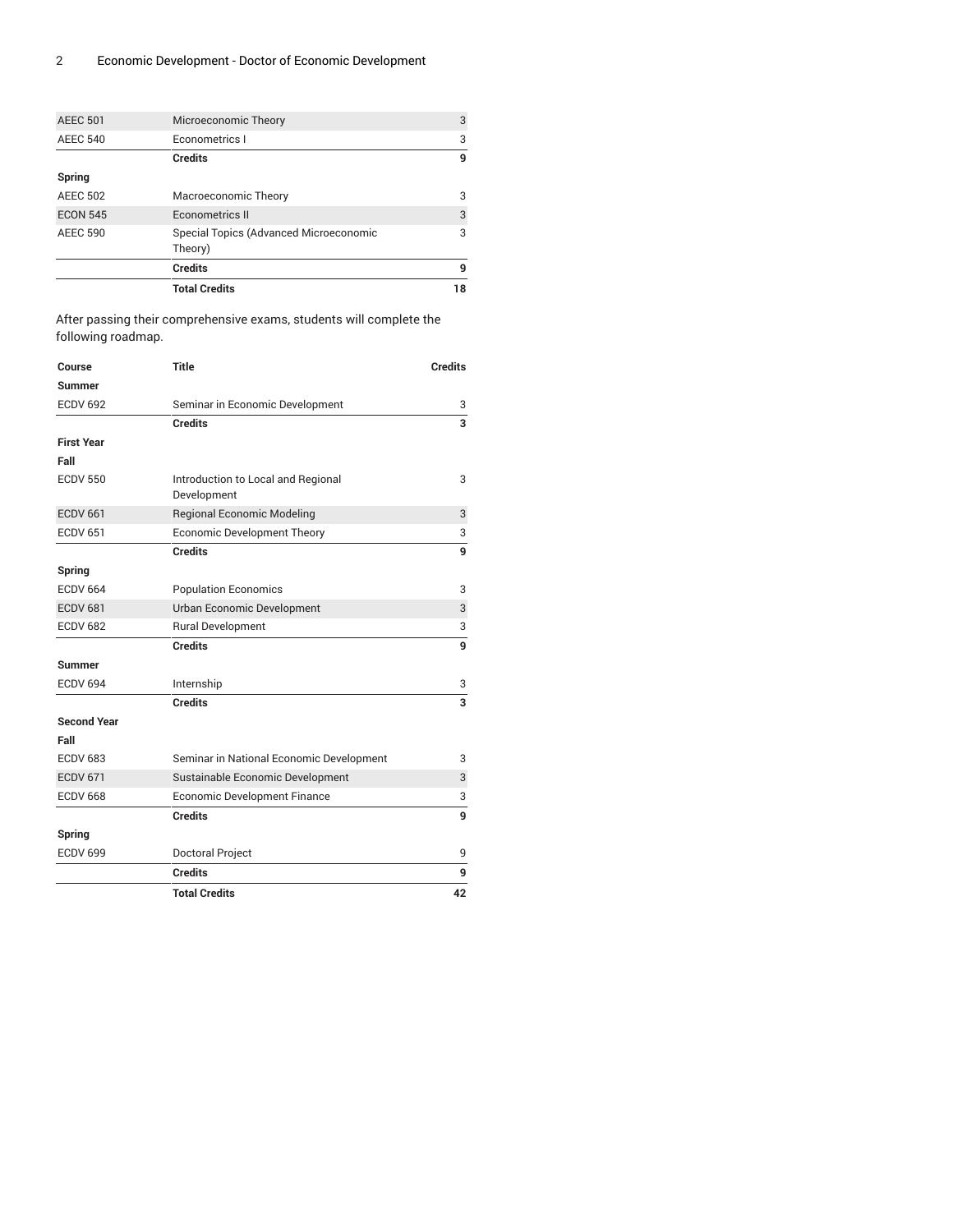| | | |
|---|---|---|
| AEEC 501 | Microeconomic Theory | 3 |
| AEEC 540 | Econometrics I | 3 |
| | **Credits** | **9** |
| **Spring** | | |
| AEEC 502 | Macroeconomic Theory | 3 |
| ECON 545 | Econometrics II | 3 |
| AEEC 590 | Special Topics (Advanced Microeconomic Theory) | 3 |
| | **Credits** | **9** |
| | **Total Credits** | **18** |

After passing their comprehensive exams, students will complete the following roadmap.

| Course | Title | Credits |
|---|---|---|
| **Summer** | | |
| ECDV 692 | Seminar in Economic Development | 3 |
| | **Credits** | **3** |
| **First Year** | | |
| **Fall** | | |
| ECDV 550 | Introduction to Local and Regional Development | 3 |
| ECDV 661 | Regional Economic Modeling | 3 |
| ECDV 651 | Economic Development Theory | 3 |
| | **Credits** | **9** |
| **Spring** | | |
| ECDV 664 | Population Economics | 3 |
| ECDV 681 | Urban Economic Development | 3 |
| ECDV 682 | Rural Development | 3 |
| | **Credits** | **9** |
| **Summer** | | |
| ECDV 694 | Internship | 3 |
| | **Credits** | **3** |
| **Second Year** | | |
| **Fall** | | |
| ECDV 683 | Seminar in National Economic Development | 3 |
| ECDV 671 | Sustainable Economic Development | 3 |
| ECDV 668 | Economic Development Finance | 3 |
| | **Credits** | **9** |
| **Spring** | | |
| ECDV 699 | Doctoral Project | 9 |
| | **Credits** | **9** |
| | **Total Credits** | **42** |